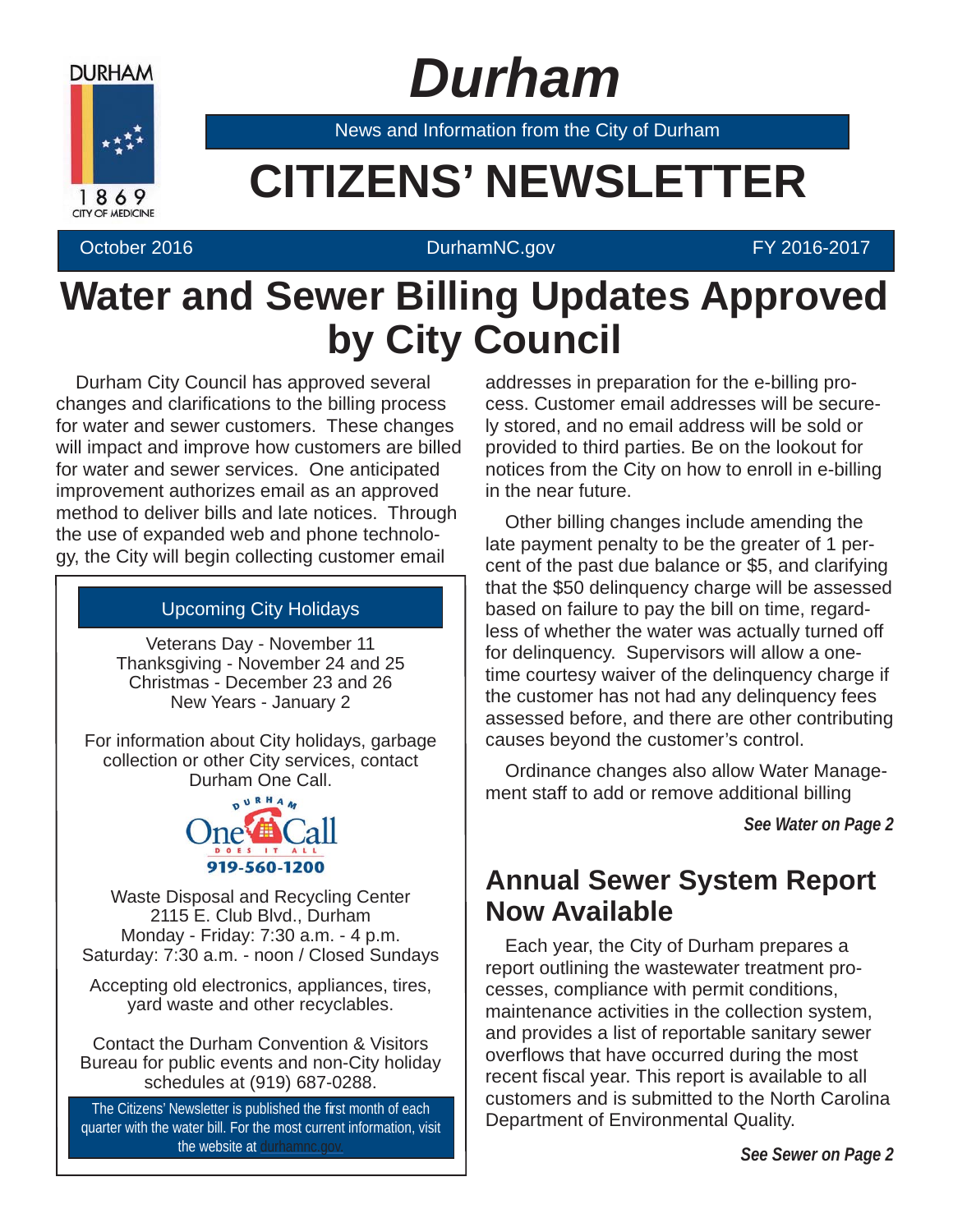# Durham

News and Information from the City of Durham

# CITIZENS' NEWSLETTER

October 2016 DurhamNC.gov FY 2016-2017

## Water and Sewer Billing Updates Approved by City Council

Durham City Council has approved several changes and clarifications to the billing process for water and sewer customers. These changes will impact and improve how customers are billed for water and sewer services. One anticipated improvement authorizes email as an approved method to deliver bills and late notices. Through the use of expanded web and phone technology, the City will begin collecting customer email addresses in preparation for the e-billing process. Customer email addresses will be securely stored, and no email address will be sold or provided to third parties. Be on the lookout for notices from the City on how to enroll in e-billing in the near future.

Other billing changes include amending the late payment penalty to be the greater of 1 percent of the past due balance or $5, and clarifying that the $50 delinquency charge will be assessed based on failure to pay the bill on time, regardless of whether the water was actually turned off for delinquency. Supervisors will allow a one-time courtesy waiver of the delinquency charge if the customer has not had any delinquency fees assessed before, and there are other contributing causes beyond the customer's control.

Ordinance changes also allow Water Management staff to add or remove additional billing

***See Water on Page 2***

### Upcoming City Holidays

Veterans Day - November 11
Thanksgiving - November 24 and 25
Christmas - December 23 and 26
New Years - January 2

For information about City holidays, garbage collection or other City services, contact Durham One Call.

Durham One Call Does It All
919-560-1200

Waste Disposal and Recycling Center
2115 E. Club Blvd., Durham
Monday - Friday: 7:30 a.m. - 4 p.m.
Saturday: 7:30 a.m. - noon / Closed Sundays

Accepting old electronics, appliances, tires, yard waste and other recyclables.

Contact the Durham Convention & Visitors Bureau for public events and non-City holiday schedules at (919) 687-0288.

The Citizens' Newsletter is published the first month of each quarter with the water bill. For the most current information, visit the website at durhamnc.gov.

## Annual Sewer System Report Now Available

Each year, the City of Durham prepares a report outlining the wastewater treatment processes, compliance with permit conditions, maintenance activities in the collection system, and provides a list of reportable sanitary sewer overflows that have occurred during the most recent fiscal year. This report is available to all customers and is submitted to the North Carolina Department of Environmental Quality.

***See Sewer on Page 2***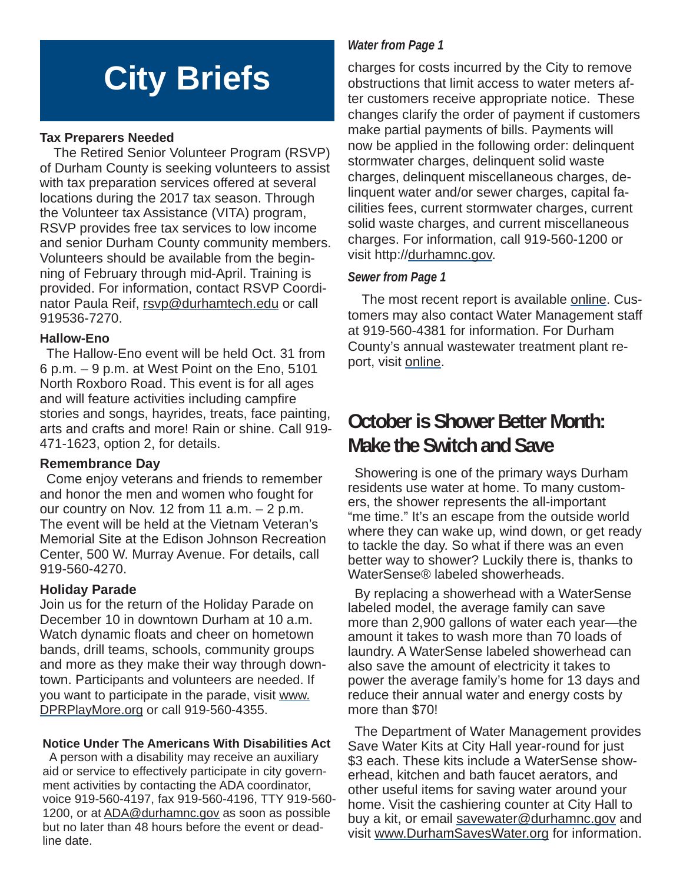# City Briefs

**Tax Preparers Needed**

The Retired Senior Volunteer Program (RSVP) of Durham County is seeking volunteers to assist with tax preparation services offered at several locations during the 2017 tax season. Through the Volunteer tax Assistance (VITA) program, RSVP provides free tax services to low income and senior Durham County community members. Volunteers should be available from the beginning of February through mid-April. Training is provided. For information, contact RSVP Coordinator Paula Reif, rsvp@durhamtech.edu or call 919536-7270.

**Hallow-Eno**

The Hallow-Eno event will be held Oct. 31 from 6 p.m. – 9 p.m. at West Point on the Eno, 5101 North Roxboro Road. This event is for all ages and will feature activities including campfire stories and songs, hayrides, treats, face painting, arts and crafts and more! Rain or shine. Call 919-471-1623, option 2, for details.

**Remembrance Day**

Come enjoy veterans and friends to remember and honor the men and women who fought for our country on Nov. 12 from 11 a.m. – 2 p.m. The event will be held at the Vietnam Veteran's Memorial Site at the Edison Johnson Recreation Center, 500 W. Murray Avenue. For details, call 919-560-4270.

**Holiday Parade**

Join us for the return of the Holiday Parade on December 10 in downtown Durham at 10 a.m. Watch dynamic floats and cheer on hometown bands, drill teams, schools, community groups and more as they make their way through downtown. Participants and volunteers are needed. If you want to participate in the parade, visit www.DPRPlayMore.org or call 919-560-4355.

**Notice Under The Americans With Disabilities Act**

A person with a disability may receive an auxiliary aid or service to effectively participate in city government activities by contacting the ADA coordinator, voice 919-560-4197, fax 919-560-4196, TTY 919-560-1200, or at ADA@durhamnc.gov as soon as possible but no later than 48 hours before the event or deadline date.

***Water from Page 1***

charges for costs incurred by the City to remove obstructions that limit access to water meters after customers receive appropriate notice. These changes clarify the order of payment if customers make partial payments of bills. Payments will now be applied in the following order: delinquent stormwater charges, delinquent solid waste charges, delinquent miscellaneous charges, delinquent water and/or sewer charges, capital facilities fees, current stormwater charges, current solid waste charges, and current miscellaneous charges. For information, call 919-560-1200 or visit http://durhamnc.gov.

***Sewer from Page 1***

The most recent report is available online. Customers may also contact Water Management staff at 919-560-4381 for information. For Durham County's annual wastewater treatment plant report, visit online.

## October is Shower Better Month: Make the Switch and Save

Showering is one of the primary ways Durham residents use water at home. To many customers, the shower represents the all-important "me time." It's an escape from the outside world where they can wake up, wind down, or get ready to tackle the day. So what if there was an even better way to shower? Luckily there is, thanks to WaterSense® labeled showerheads.

By replacing a showerhead with a WaterSense labeled model, the average family can save more than 2,900 gallons of water each year—the amount it takes to wash more than 70 loads of laundry. A WaterSense labeled showerhead can also save the amount of electricity it takes to power the average family's home for 13 days and reduce their annual water and energy costs by more than $70!

The Department of Water Management provides Save Water Kits at City Hall year-round for just $3 each. These kits include a WaterSense showerhead, kitchen and bath faucet aerators, and other useful items for saving water around your home. Visit the cashiering counter at City Hall to buy a kit, or email savewater@durhamnc.gov and visit www.DurhamSavesWater.org for information.